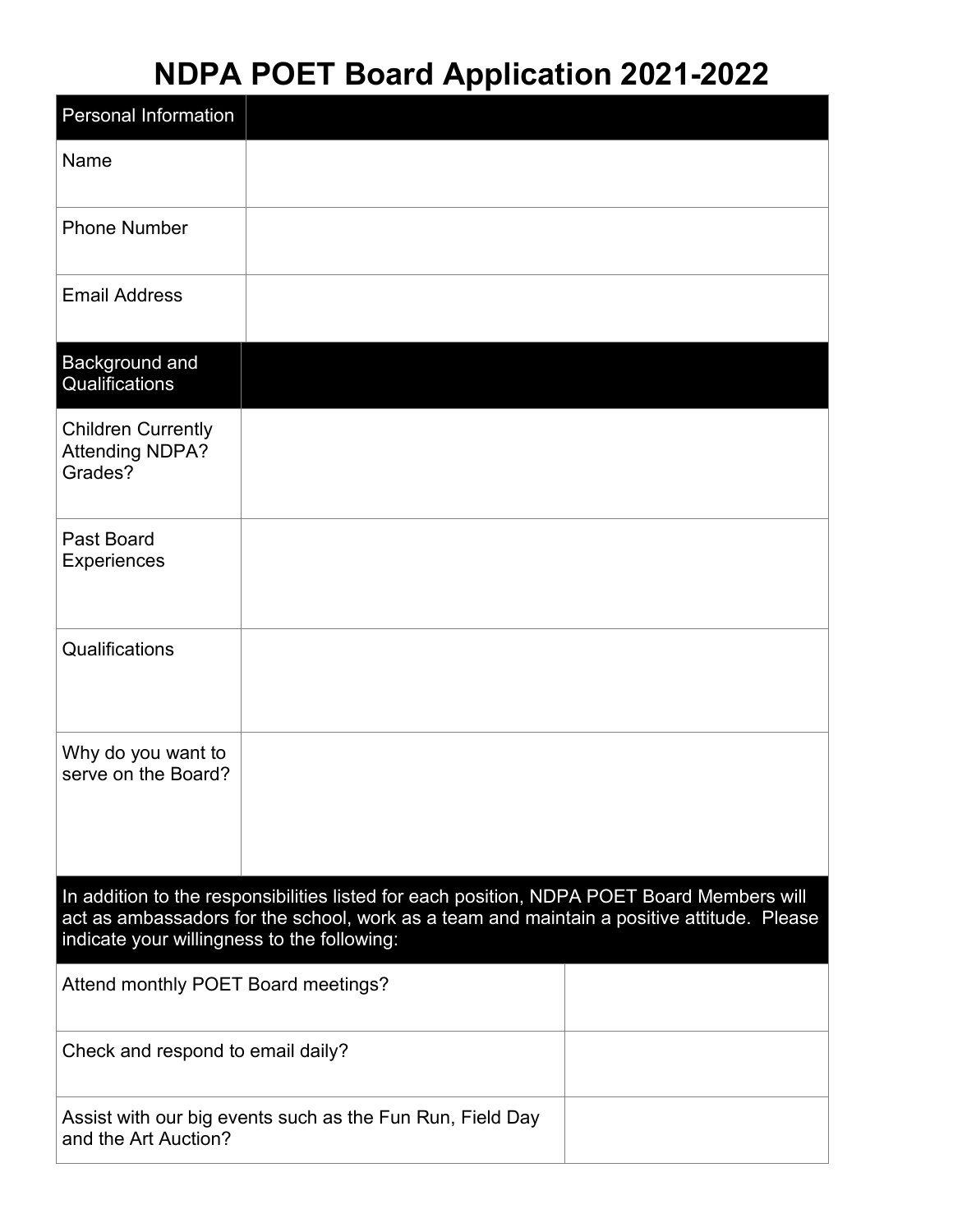# NDPA POET Board Application 2021-2022

| Personal Information | |
|---|---|
| Name | |
| Phone Number | |
| Email Address | |

| Background and Qualifications | |
|---|---|
| Children Currently Attending NDPA? Grades? | |
| Past Board Experiences | |
| Qualifications | |
| Why do you want to serve on the Board? | |

| In addition to the responsibilities listed for each position, NDPA POET Board Members will act as ambassadors for the school, work as a team and maintain a positive attitude. Please indicate your willingness to the following: | |
|---|---|
| Attend monthly POET Board meetings? | |
| Check and respond to email daily? | |
| Assist with our big events such as the Fun Run, Field Day and the Art Auction? | |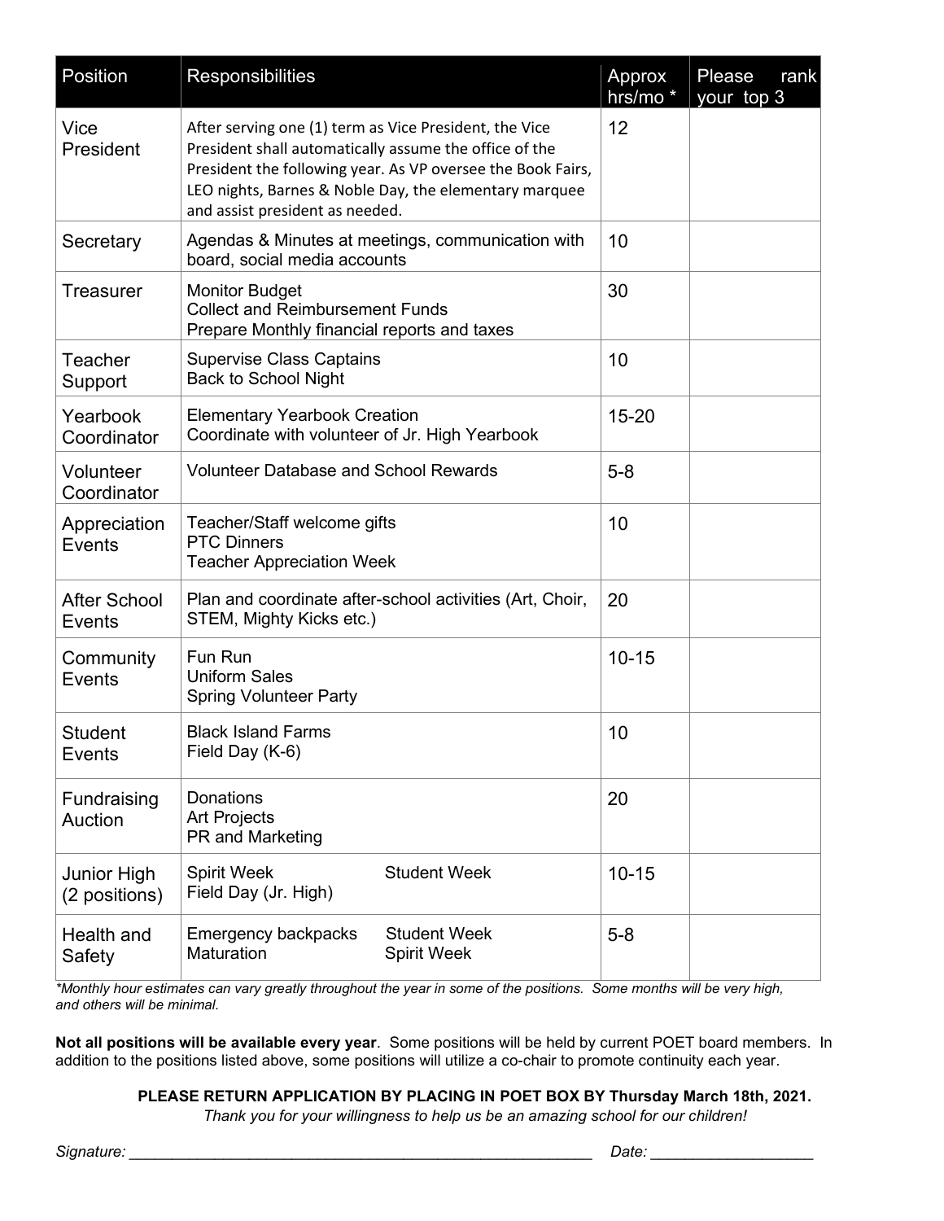| Position | Responsibilities | Approx hrs/mo * | Please rank your top 3 |
|---|---|---|---|
| Vice President | After serving one (1) term as Vice President, the Vice President shall automatically assume the office of the President the following year. As VP oversee the Book Fairs, LEO nights, Barnes & Noble Day, the elementary marquee and assist president as needed. | 12 | |
| Secretary | Agendas & Minutes at meetings, communication with board, social media accounts | 10 | |
| Treasurer | Monitor Budget<br>Collect and Reimbursement Funds<br>Prepare Monthly financial reports and taxes | 30 | |
| Teacher Support | Supervise Class Captains<br>Back to School Night | 10 | |
| Yearbook Coordinator | Elementary Yearbook Creation<br>Coordinate with volunteer of Jr. High Yearbook | 15-20 | |
| Volunteer Coordinator | Volunteer Database and School Rewards | 5-8 | |
| Appreciation Events | Teacher/Staff welcome gifts<br>PTC Dinners<br>Teacher Appreciation Week | 10 | |
| After School Events | Plan and coordinate after-school activities (Art, Choir, STEM, Mighty Kicks etc.) | 20 | |
| Community Events | Fun Run<br>Uniform Sales<br>Spring Volunteer Party | 10-15 | |
| Student Events | Black Island Farms<br>Field Day (K-6) | 10 | |
| Fundraising Auction | Donations<br>Art Projects<br>PR and Marketing | 20 | |
| Junior High (2 positions) | Spirit Week<br>Student Week<br>Field Day (Jr. High) | 10-15 | |
| Health and Safety | Emergency backpacks<br>Student Week<br>Maturation<br>Spirit Week | 5-8 | |

*\*Monthly hour estimates can vary greatly throughout the year in some of the positions. Some months will be very high, and others will be minimal.*

**Not all positions will be available every year**. Some positions will be held by current POET board members. In addition to the positions listed above, some positions will utilize a co-chair to promote continuity each year.

**PLEASE RETURN APPLICATION BY PLACING IN POET BOX BY Thursday March 18th, 2021.**

*Thank you for your willingness to help us be an amazing school for our children!*

*Signature:* ________________________________________ *Date:* __________________